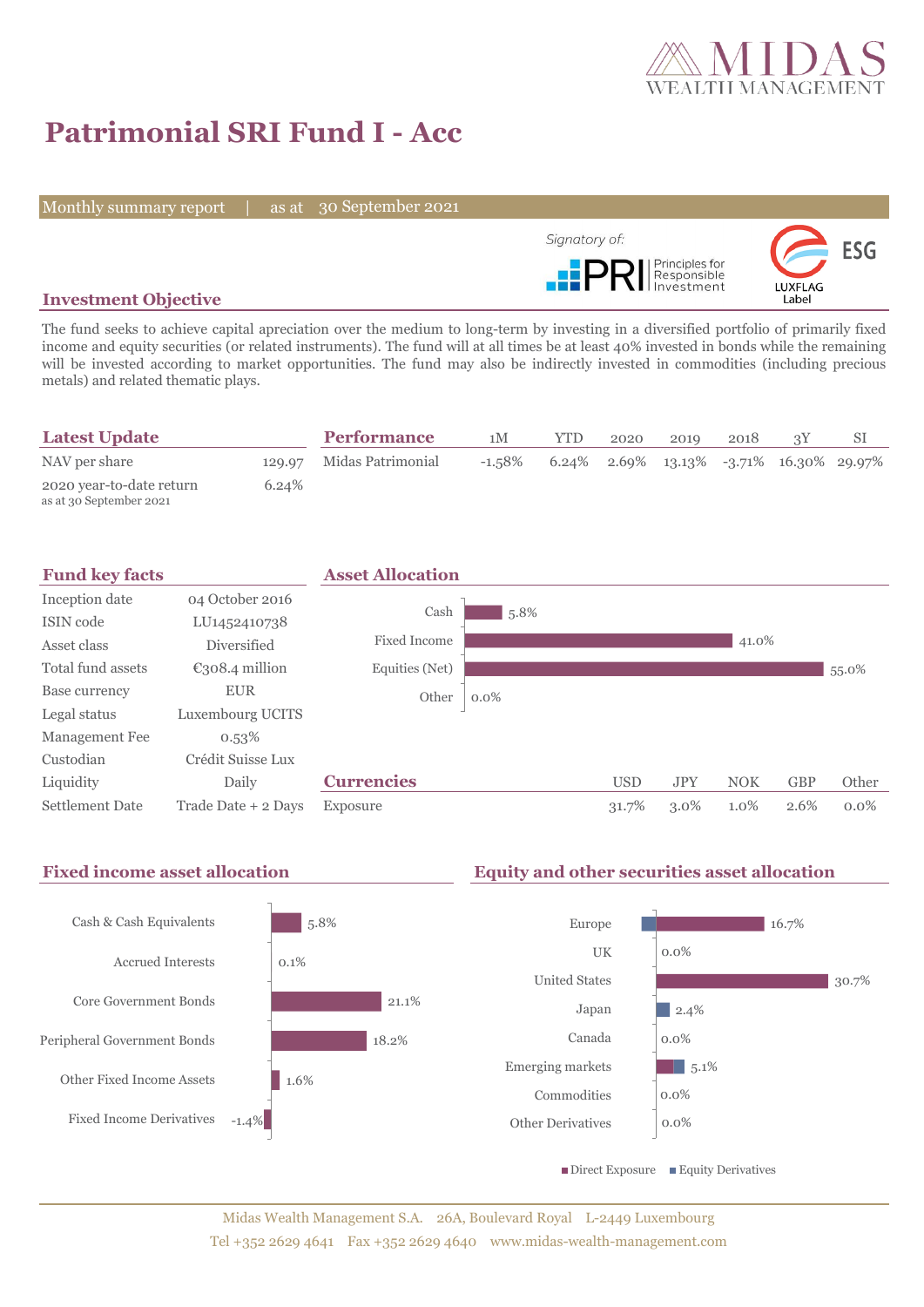MIDAS WEALTH MANAGEMENT

# Patrimonial SRI Fund I - Acc

Monthly summary report | as at 30 September 2021

Signatory of: PRI Principles for Responsible Investment

ESG LUXFLAG Label

## Investment Objective

The fund seeks to achieve capital apreciation over the medium to long-term by investing in a diversified portfolio of primarily fixed income and equity securities (or related instruments). The fund will at all times be at least 40% invested in bonds while the remaining will be invested according to market opportunities. The fund may also be indirectly invested in commodities (including precious metals) and related thematic plays.

## Latest Update

| | |
|---|---|
| NAV per share | 129.97 |
| 2020 year-to-date return (as at 30 September 2021) | 6.24% |

## Performance

| | 1M | YTD | 2020 | 2019 | 2018 | 3Y | SI |
|---|---|---|---|---|---|---|---|
| Midas Patrimonial | -1.58% | 6.24% | 2.69% | 13.13% | -3.71% | 16.30% | 29.97% |

## Fund key facts

| | |
|---|---|
| Inception date | 04 October 2016 |
| ISIN code | LU1452410738 |
| Asset class | Diversified |
| Total fund assets | €308.4 million |
| Base currency | EUR |
| Legal status | Luxembourg UCITS |
| Management Fee | 0.53% |
| Custodian | Crédit Suisse Lux |
| Liquidity | Daily |
| Settlement Date | Trade Date + 2 Days |

## Asset Allocation

| | |
|---|---|
| Cash | 5.8% |
| Fixed Income | 41.0% |
| Equities (Net) | 55.0% |
| Other | 0.0% |

## Currencies

| | USD | JPY | NOK | GBP | Other |
|---|---|---|---|---|---|
| Exposure | 31.7% | 3.0% | 1.0% | 2.6% | 0.0% |

## Fixed income asset allocation

| | |
|---|---|
| Cash & Cash Equivalents | 5.8% |
| Accrued Interests | 0.1% |
| Core Government Bonds | 21.1% |
| Peripheral Government Bonds | 18.2% |
| Other Fixed Income Assets | 1.6% |
| Fixed Income Derivatives | -1.4% |

## Equity and other securities asset allocation

| | |
|---|---|
| Europe | 16.7% |
| UK | 0.0% |
| United States | 30.7% |
| Japan | 2.4% |
| Canada | 0.0% |
| Emerging markets | 5.1% |
| Commodities | 0.0% |
| Other Derivatives | 0.0% |

Direct Exposure / Equity Derivatives

Midas Wealth Management S.A. 26A, Boulevard Royal L-2449 Luxembourg
Tel +352 2629 4641 Fax +352 2629 4640 www.midas-wealth-management.com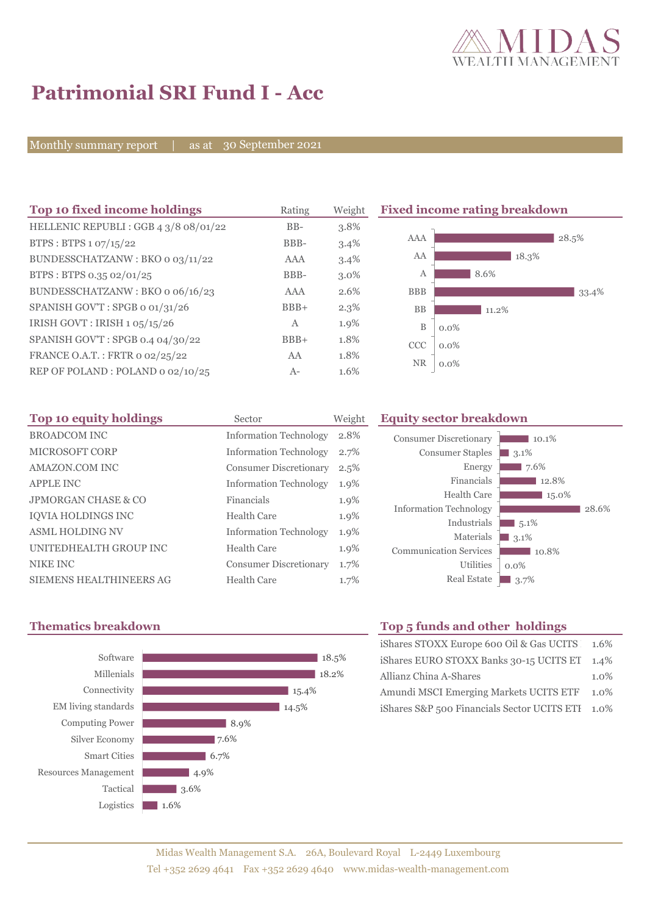# Patrimonial SRI Fund I - Acc

Monthly summary report | as at 30 September 2021

## Top 10 fixed income holdings

| Top 10 fixed income holdings | Rating | Weight |
|---|---|---|
| HELLENIC REPUBLI : GGB 4 3/8 08/01/22 | BB- | 3.8% |
| BTPS : BTPS 1 07/15/22 | BBB- | 3.4% |
| BUNDESSCHATZANW : BKO 0 03/11/22 | AAA | 3.4% |
| BTPS : BTPS 0.35 02/01/25 | BBB- | 3.0% |
| BUNDESSCHATZANW : BKO 0 06/16/23 | AAA | 2.6% |
| SPANISH GOV'T : SPGB 0 01/31/26 | BBB+ | 2.3% |
| IRISH GOVT : IRISH 1 05/15/26 | A | 1.9% |
| SPANISH GOV'T : SPGB 0.4 04/30/22 | BBB+ | 1.8% |
| FRANCE O.A.T. : FRTR 0 02/25/22 | AA | 1.8% |
| REP OF POLAND : POLAND 0 02/10/25 | A- | 1.6% |

## Fixed income rating breakdown

| Rating | Weight |
|---|---|
| AAA | 28.5% |
| AA | 18.3% |
| A | 8.6% |
| BBB | 33.4% |
| BB | 11.2% |
| B | 0.0% |
| CCC | 0.0% |
| NR | 0.0% |

## Top 10 equity holdings

| Top 10 equity holdings | Sector | Weight |
|---|---|---|
| BROADCOM INC | Information Technology | 2.8% |
| MICROSOFT CORP | Information Technology | 2.7% |
| AMAZON.COM INC | Consumer Discretionary | 2.5% |
| APPLE INC | Information Technology | 1.9% |
| JPMORGAN CHASE & CO | Financials | 1.9% |
| IQVIA HOLDINGS INC | Health Care | 1.9% |
| ASML HOLDING NV | Information Technology | 1.9% |
| UNITEDHEALTH GROUP INC | Health Care | 1.9% |
| NIKE INC | Consumer Discretionary | 1.7% |
| SIEMENS HEALTHINEERS AG | Health Care | 1.7% |

## Equity sector breakdown

| Sector | Weight |
|---|---|
| Consumer Discretionary | 10.1% |
| Consumer Staples | 3.1% |
| Energy | 7.6% |
| Financials | 12.8% |
| Health Care | 15.0% |
| Information Technology | 28.6% |
| Industrials | 5.1% |
| Materials | 3.1% |
| Communication Services | 10.8% |
| Utilities | 0.0% |
| Real Estate | 3.7% |

## Thematics breakdown

| Theme | Weight |
|---|---|
| Software | 18.5% |
| Millenials | 18.2% |
| Connectivity | 15.4% |
| EM living standards | 14.5% |
| Computing Power | 8.9% |
| Silver Economy | 7.6% |
| Smart Cities | 6.7% |
| Resources Management | 4.9% |
| Tactical | 3.6% |
| Logistics | 1.6% |

## Top 5 funds and other holdings

| Holding | Weight |
|---|---|
| iShares STOXX Europe 600 Oil & Gas UCITS | 1.6% |
| iShares EURO STOXX Banks 30-15 UCITS ET | 1.4% |
| Allianz China A-Shares | 1.0% |
| Amundi MSCI Emerging Markets UCITS ETF | 1.0% |
| iShares S&P 500 Financials Sector UCITS ETI | 1.0% |

Midas Wealth Management S.A. 26A, Boulevard Royal L-2449 Luxembourg
Tel +352 2629 4641 Fax +352 2629 4640 www.midas-wealth-management.com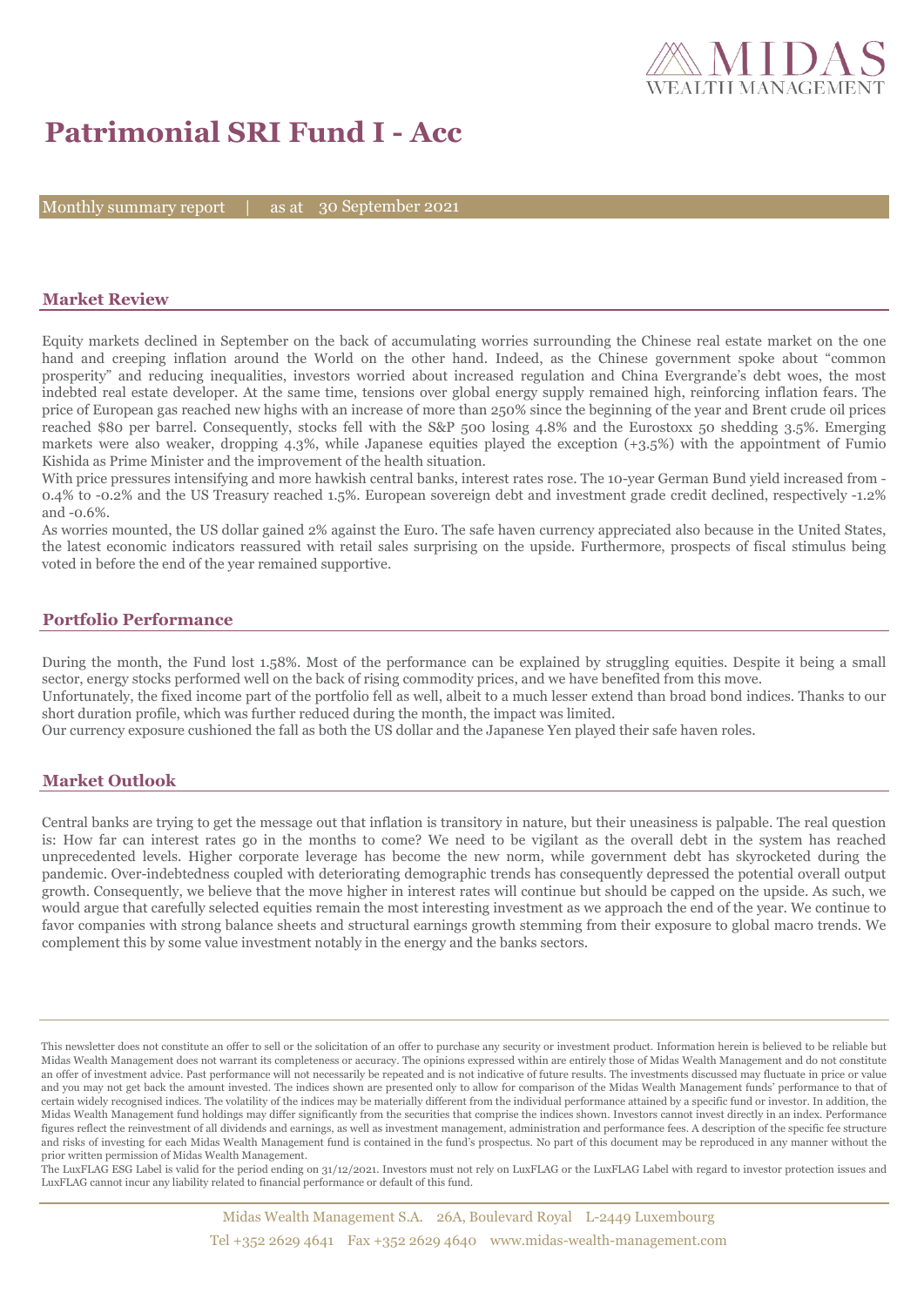MIDAS WEALTH MANAGEMENT

# Patrimonial SRI Fund I - Acc

Monthly summary report | as at 30 September 2021

## Market Review

Equity markets declined in September on the back of accumulating worries surrounding the Chinese real estate market on the one hand and creeping inflation around the World on the other hand. Indeed, as the Chinese government spoke about "common prosperity" and reducing inequalities, investors worried about increased regulation and China Evergrande's debt woes, the most indebted real estate developer. At the same time, tensions over global energy supply remained high, reinforcing inflation fears. The price of European gas reached new highs with an increase of more than 250% since the beginning of the year and Brent crude oil prices reached $80 per barrel. Consequently, stocks fell with the S&P 500 losing 4.8% and the Eurostoxx 50 shedding 3.5%. Emerging markets were also weaker, dropping 4.3%, while Japanese equities played the exception (+3.5%) with the appointment of Fumio Kishida as Prime Minister and the improvement of the health situation.

With price pressures intensifying and more hawkish central banks, interest rates rose. The 10-year German Bund yield increased from -0.4% to -0.2% and the US Treasury reached 1.5%. European sovereign debt and investment grade credit declined, respectively -1.2% and -0.6%.

As worries mounted, the US dollar gained 2% against the Euro. The safe haven currency appreciated also because in the United States, the latest economic indicators reassured with retail sales surprising on the upside. Furthermore, prospects of fiscal stimulus being voted in before the end of the year remained supportive.

## Portfolio Performance

During the month, the Fund lost 1.58%. Most of the performance can be explained by struggling equities. Despite it being a small sector, energy stocks performed well on the back of rising commodity prices, and we have benefited from this move.

Unfortunately, the fixed income part of the portfolio fell as well, albeit to a much lesser extend than broad bond indices. Thanks to our short duration profile, which was further reduced during the month, the impact was limited.

Our currency exposure cushioned the fall as both the US dollar and the Japanese Yen played their safe haven roles.

## Market Outlook

Central banks are trying to get the message out that inflation is transitory in nature, but their uneasiness is palpable. The real question is: How far can interest rates go in the months to come? We need to be vigilant as the overall debt in the system has reached unprecedented levels. Higher corporate leverage has become the new norm, while government debt has skyrocketed during the pandemic. Over-indebtedness coupled with deteriorating demographic trends has consequently depressed the potential overall output growth. Consequently, we believe that the move higher in interest rates will continue but should be capped on the upside. As such, we would argue that carefully selected equities remain the most interesting investment as we approach the end of the year. We continue to favor companies with strong balance sheets and structural earnings growth stemming from their exposure to global macro trends. We complement this by some value investment notably in the energy and the banks sectors.

This newsletter does not constitute an offer to sell or the solicitation of an offer to purchase any security or investment product. Information herein is believed to be reliable but Midas Wealth Management does not warrant its completeness or accuracy. The opinions expressed within are entirely those of Midas Wealth Management and do not constitute an offer of investment advice. Past performance will not necessarily be repeated and is not indicative of future results. The investments discussed may fluctuate in price or value and you may not get back the amount invested. The indices shown are presented only to allow for comparison of the Midas Wealth Management funds' performance to that of certain widely recognised indices. The volatility of the indices may be materially different from the individual performance attained by a specific fund or investor. In addition, the Midas Wealth Management fund holdings may differ significantly from the securities that comprise the indices shown. Investors cannot invest directly in an index. Performance figures reflect the reinvestment of all dividends and earnings, as well as investment management, administration and performance fees. A description of the specific fee structure and risks of investing for each Midas Wealth Management fund is contained in the fund's prospectus. No part of this document may be reproduced in any manner without the prior written permission of Midas Wealth Management.

The LuxFLAG ESG Label is valid for the period ending on 31/12/2021. Investors must not rely on LuxFLAG or the LuxFLAG Label with regard to investor protection issues and LuxFLAG cannot incur any liability related to financial performance or default of this fund.

Midas Wealth Management S.A. 26A, Boulevard Royal L-2449 Luxembourg

Tel +352 2629 4641 Fax +352 2629 4640 www.midas-wealth-management.com